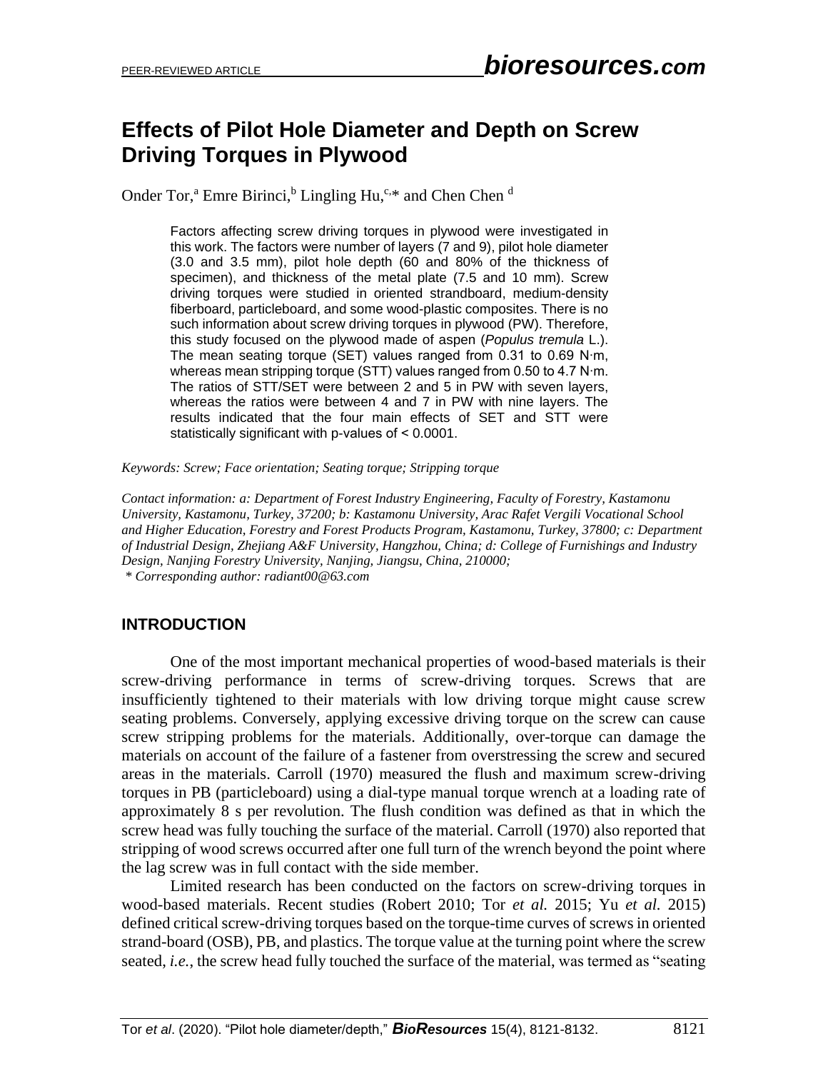# Effects of Pilot Hole Diameter and Depth on Screw Driving Torques in Plywood

Onder Tor,[a] Emre Birinci,[b] Lingling Hu,[c,*] and Chen Chen [d]

Factors affecting screw driving torques in plywood were investigated in this work. The factors were number of layers (7 and 9), pilot hole diameter (3.0 and 3.5 mm), pilot hole depth (60 and 80% of the thickness of specimen), and thickness of the metal plate (7.5 and 10 mm). Screw driving torques were studied in oriented strandboard, medium-density fiberboard, particleboard, and some wood-plastic composites. There is no such information about screw driving torques in plywood (PW). Therefore, this study focused on the plywood made of aspen (*Populus tremula* L.). The mean seating torque (SET) values ranged from 0.31 to 0.69 N·m, whereas mean stripping torque (STT) values ranged from 0.50 to 4.7 N·m. The ratios of STT/SET were between 2 and 5 in PW with seven layers, whereas the ratios were between 4 and 7 in PW with nine layers. The results indicated that the four main effects of SET and STT were statistically significant with p-values of < 0.0001.

*Keywords: Screw; Face orientation; Seating torque; Stripping torque*

*Contact information: a: Department of Forest Industry Engineering, Faculty of Forestry, Kastamonu University, Kastamonu, Turkey, 37200; b: Kastamonu University, Arac Rafet Vergili Vocational School and Higher Education, Forestry and Forest Products Program, Kastamonu, Turkey, 37800; c: Department of Industrial Design, Zhejiang A&F University, Hangzhou, China; d: College of Furnishings and Industry Design, Nanjing Forestry University, Nanjing, Jiangsu, China, 210000;*
*\* Corresponding author: radiant00@63.com*

## INTRODUCTION

One of the most important mechanical properties of wood-based materials is their screw-driving performance in terms of screw-driving torques. Screws that are insufficiently tightened to their materials with low driving torque might cause screw seating problems. Conversely, applying excessive driving torque on the screw can cause screw stripping problems for the materials. Additionally, over-torque can damage the materials on account of the failure of a fastener from overstressing the screw and secured areas in the materials. Carroll (1970) measured the flush and maximum screw-driving torques in PB (particleboard) using a dial-type manual torque wrench at a loading rate of approximately 8 s per revolution. The flush condition was defined as that in which the screw head was fully touching the surface of the material. Carroll (1970) also reported that stripping of wood screws occurred after one full turn of the wrench beyond the point where the lag screw was in full contact with the side member.

Limited research has been conducted on the factors on screw-driving torques in wood-based materials. Recent studies (Robert 2010; Tor *et al.* 2015; Yu *et al.* 2015) defined critical screw-driving torques based on the torque-time curves of screws in oriented strand-board (OSB), PB, and plastics. The torque value at the turning point where the screw seated, *i.e.*, the screw head fully touched the surface of the material, was termed as "seating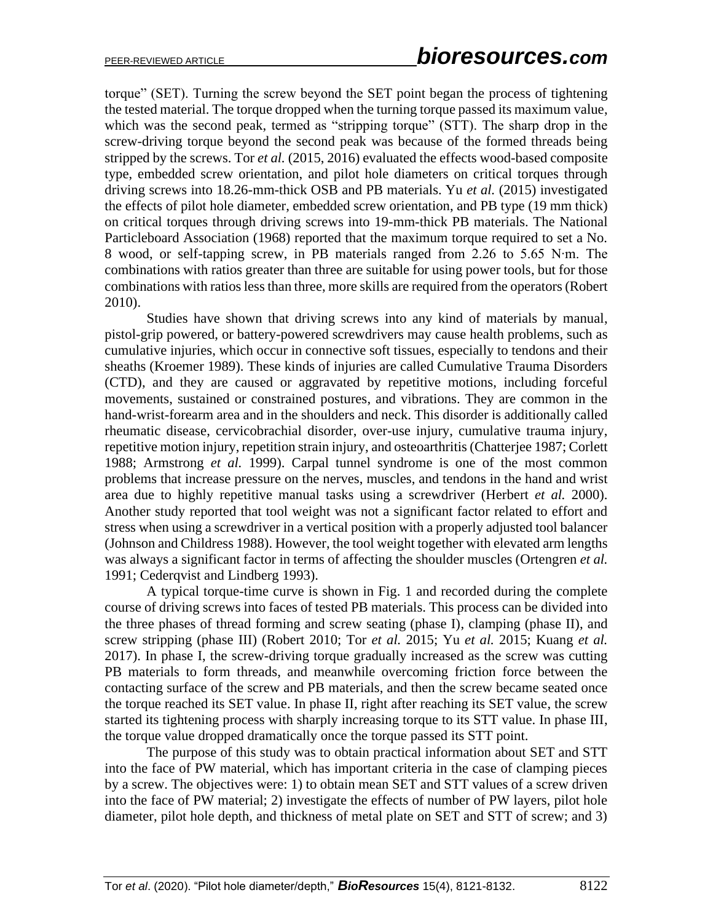torque" (SET). Turning the screw beyond the SET point began the process of tightening the tested material. The torque dropped when the turning torque passed its maximum value, which was the second peak, termed as "stripping torque" (STT). The sharp drop in the screw-driving torque beyond the second peak was because of the formed threads being stripped by the screws. Tor *et al.* (2015, 2016) evaluated the effects wood-based composite type, embedded screw orientation, and pilot hole diameters on critical torques through driving screws into 18.26-mm-thick OSB and PB materials. Yu *et al.* (2015) investigated the effects of pilot hole diameter, embedded screw orientation, and PB type (19 mm thick) on critical torques through driving screws into 19-mm-thick PB materials. The National Particleboard Association (1968) reported that the maximum torque required to set a No. 8 wood, or self-tapping screw, in PB materials ranged from 2.26 to 5.65 N·m. The combinations with ratios greater than three are suitable for using power tools, but for those combinations with ratios less than three, more skills are required from the operators (Robert 2010).

Studies have shown that driving screws into any kind of materials by manual, pistol-grip powered, or battery-powered screwdrivers may cause health problems, such as cumulative injuries, which occur in connective soft tissues, especially to tendons and their sheaths (Kroemer 1989). These kinds of injuries are called Cumulative Trauma Disorders (CTD), and they are caused or aggravated by repetitive motions, including forceful movements, sustained or constrained postures, and vibrations. They are common in the hand-wrist-forearm area and in the shoulders and neck. This disorder is additionally called rheumatic disease, cervicobrachial disorder, over-use injury, cumulative trauma injury, repetitive motion injury, repetition strain injury, and osteoarthritis (Chatterjee 1987; Corlett 1988; Armstrong *et al.* 1999). Carpal tunnel syndrome is one of the most common problems that increase pressure on the nerves, muscles, and tendons in the hand and wrist area due to highly repetitive manual tasks using a screwdriver (Herbert *et al.* 2000). Another study reported that tool weight was not a significant factor related to effort and stress when using a screwdriver in a vertical position with a properly adjusted tool balancer (Johnson and Childress 1988). However, the tool weight together with elevated arm lengths was always a significant factor in terms of affecting the shoulder muscles (Ortengren *et al.* 1991; Cederqvist and Lindberg 1993).

A typical torque-time curve is shown in Fig. 1 and recorded during the complete course of driving screws into faces of tested PB materials. This process can be divided into the three phases of thread forming and screw seating (phase I), clamping (phase II), and screw stripping (phase III) (Robert 2010; Tor *et al.* 2015; Yu *et al.* 2015; Kuang *et al.* 2017). In phase I, the screw-driving torque gradually increased as the screw was cutting PB materials to form threads, and meanwhile overcoming friction force between the contacting surface of the screw and PB materials, and then the screw became seated once the torque reached its SET value. In phase II, right after reaching its SET value, the screw started its tightening process with sharply increasing torque to its STT value. In phase III, the torque value dropped dramatically once the torque passed its STT point.

The purpose of this study was to obtain practical information about SET and STT into the face of PW material, which has important criteria in the case of clamping pieces by a screw. The objectives were: 1) to obtain mean SET and STT values of a screw driven into the face of PW material; 2) investigate the effects of number of PW layers, pilot hole diameter, pilot hole depth, and thickness of metal plate on SET and STT of screw; and 3)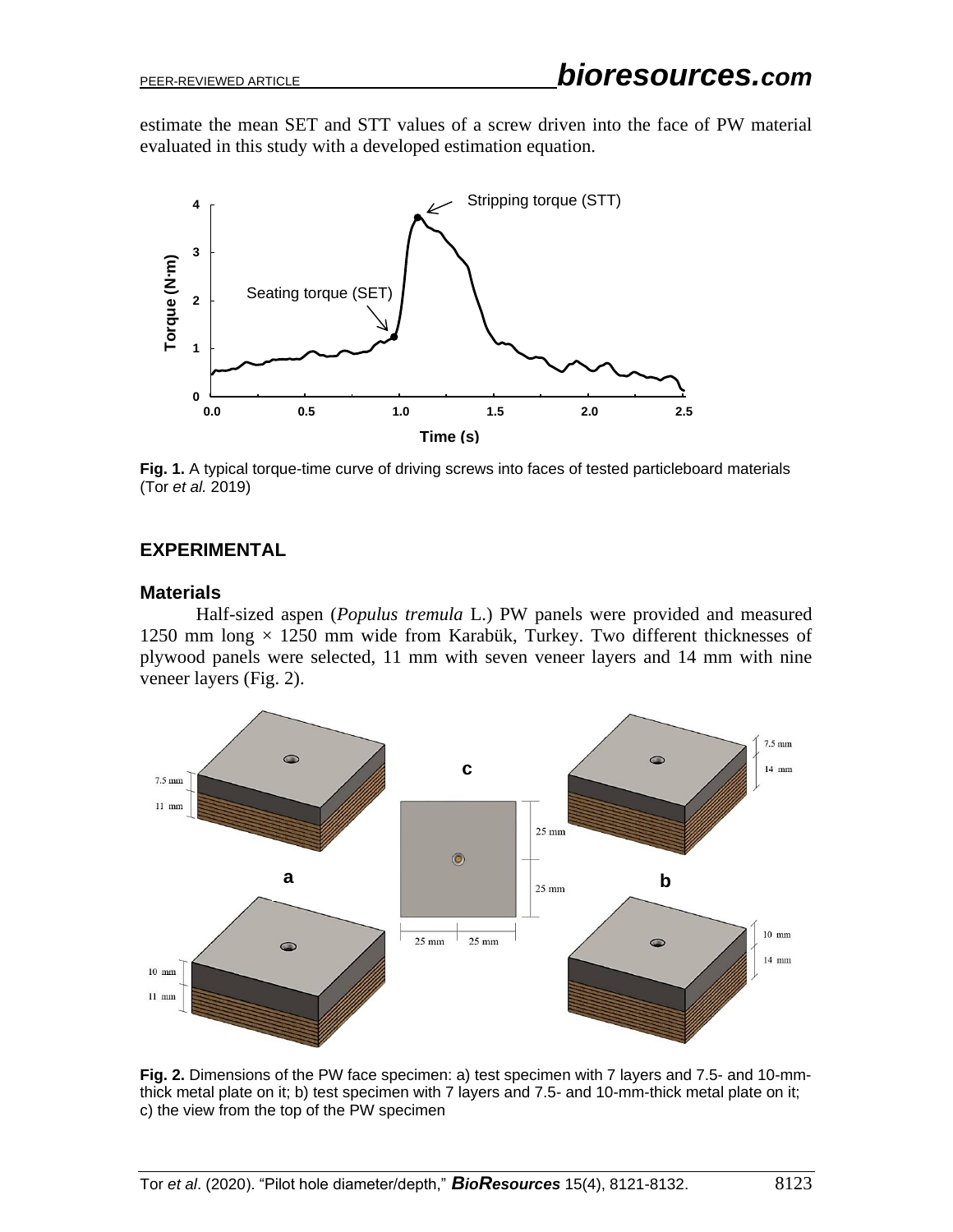estimate the mean SET and STT values of a screw driven into the face of PW material evaluated in this study with a developed estimation equation.

**Fig. 1.** A typical torque-time curve of driving screws into faces of tested particleboard materials (Tor *et al.* 2019)

## EXPERIMENTAL

### Materials

Half-sized aspen (*Populus tremula* L.) PW panels were provided and measured 1250 mm long × 1250 mm wide from Karabük, Turkey. Two different thicknesses of plywood panels were selected, 11 mm with seven veneer layers and 14 mm with nine veneer layers (Fig. 2).

**Fig. 2.** Dimensions of the PW face specimen: a) test specimen with 7 layers and 7.5- and 10-mm-thick metal plate on it; b) test specimen with 7 layers and 7.5- and 10-mm-thick metal plate on it; c) the view from the top of the PW specimen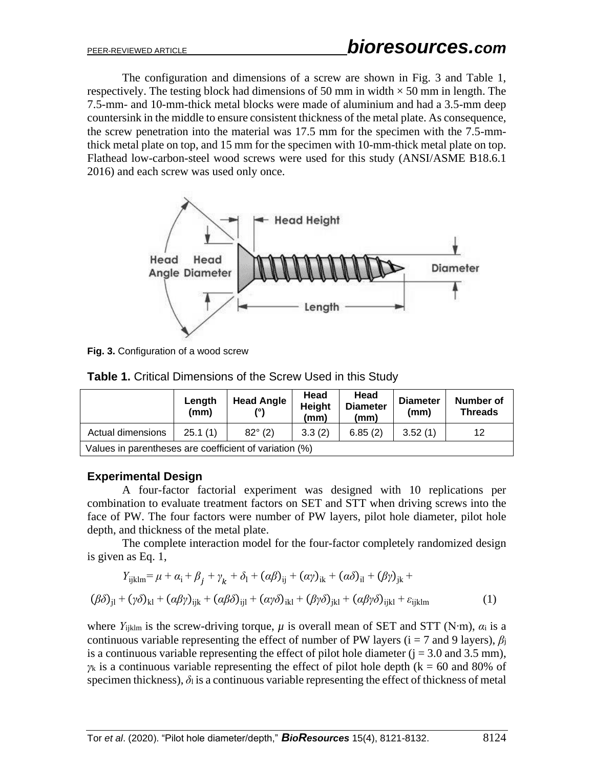The configuration and dimensions of a screw are shown in Fig. 3 and Table 1, respectively. The testing block had dimensions of 50 mm in width × 50 mm in length. The 7.5-mm- and 10-mm-thick metal blocks were made of aluminium and had a 3.5-mm deep countersink in the middle to ensure consistent thickness of the metal plate. As consequence, the screw penetration into the material was 17.5 mm for the specimen with the 7.5-mm-thick metal plate on top, and 15 mm for the specimen with 10-mm-thick metal plate on top. Flathead low-carbon-steel wood screws were used for this study (ANSI/ASME B18.6.1 2016) and each screw was used only once.

**Fig. 3.** Configuration of a wood screw

**Table 1.** Critical Dimensions of the Screw Used in this Study

| | Length (mm) | Head Angle (°) | Head Height (mm) | Head Diameter (mm) | Diameter (mm) | Number of Threads |
|---|---|---|---|---|---|---|
| Actual dimensions | 25.1 (1) | 82° (2) | 3.3 (2) | 6.85 (2) | 3.52 (1) | 12 |
| Values in parentheses are coefficient of variation (%) | | | | | | |

## Experimental Design

A four-factor factorial experiment was designed with 10 replications per combination to evaluate treatment factors on SET and STT when driving screws into the face of PW. The four factors were number of PW layers, pilot hole diameter, pilot hole depth, and thickness of the metal plate.

The complete interaction model for the four-factor completely randomized design is given as Eq. 1,

$$Y_{ijklm} = \mu + \alpha_i + \beta_j + \gamma_k + \delta_l + (\alpha\beta)_{ij} + (\alpha\gamma)_{ik} + (\alpha\delta)_{il} + (\beta\gamma)_{jk} + (\beta\delta)_{jl} + (\gamma\delta)_{kl} + (\alpha\beta\gamma)_{ijk} + (\alpha\beta\delta)_{ijl} + (\alpha\gamma\delta)_{ikl} + (\beta\gamma\delta)_{jkl} + (\alpha\beta\gamma\delta)_{ijkl} + \varepsilon_{ijklm} \tag{1}$$

where $Y_{ijklm}$ is the screw-driving torque, $\mu$ is overall mean of SET and STT (N·m), $\alpha_i$ is a continuous variable representing the effect of number of PW layers (i = 7 and 9 layers), $\beta_j$ is a continuous variable representing the effect of pilot hole diameter (j = 3.0 and 3.5 mm), $\gamma_k$ is a continuous variable representing the effect of pilot hole depth (k = 60 and 80% of specimen thickness), $\delta_l$ is a continuous variable representing the effect of thickness of metal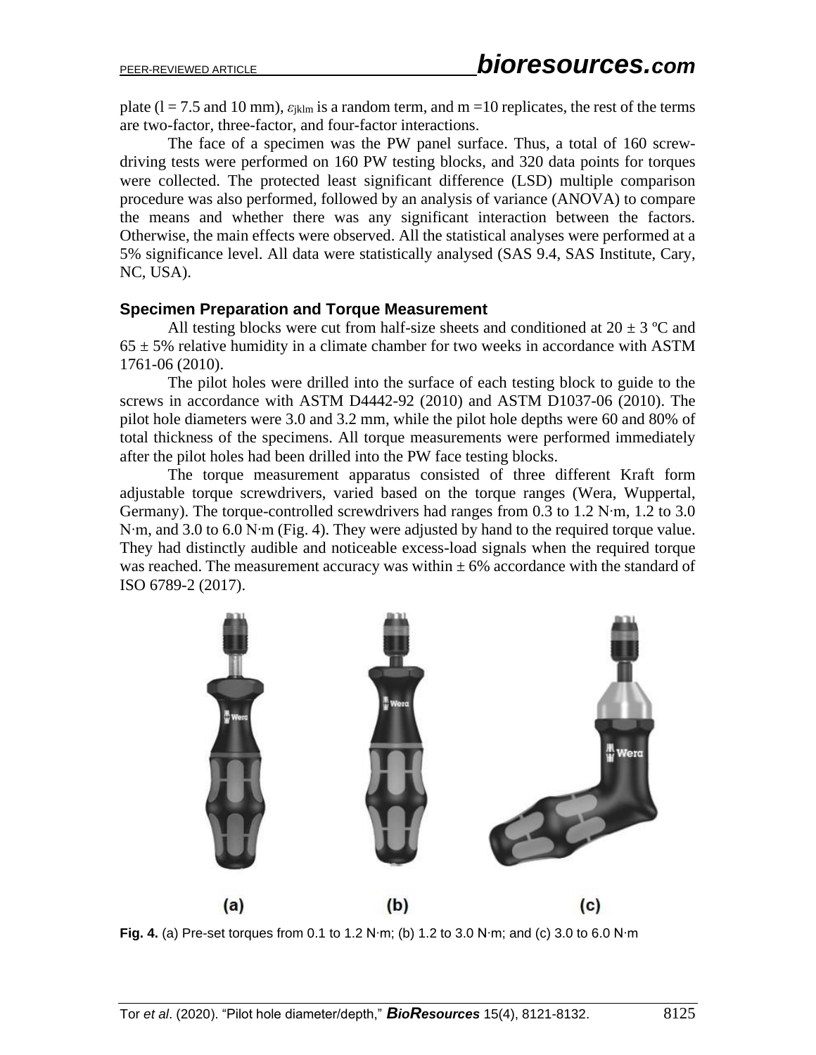plate (l = 7.5 and 10 mm), $\varepsilon_{jklm}$ is a random term, and m =10 replicates, the rest of the terms are two-factor, three-factor, and four-factor interactions.

The face of a specimen was the PW panel surface. Thus, a total of 160 screw-driving tests were performed on 160 PW testing blocks, and 320 data points for torques were collected. The protected least significant difference (LSD) multiple comparison procedure was also performed, followed by an analysis of variance (ANOVA) to compare the means and whether there was any significant interaction between the factors. Otherwise, the main effects were observed. All the statistical analyses were performed at a 5% significance level. All data were statistically analysed (SAS 9.4, SAS Institute, Cary, NC, USA).

### Specimen Preparation and Torque Measurement

All testing blocks were cut from half-size sheets and conditioned at 20 ± 3 ºC and 65 ± 5% relative humidity in a climate chamber for two weeks in accordance with ASTM 1761-06 (2010).

The pilot holes were drilled into the surface of each testing block to guide to the screws in accordance with ASTM D4442-92 (2010) and ASTM D1037-06 (2010). The pilot hole diameters were 3.0 and 3.2 mm, while the pilot hole depths were 60 and 80% of total thickness of the specimens. All torque measurements were performed immediately after the pilot holes had been drilled into the PW face testing blocks.

The torque measurement apparatus consisted of three different Kraft form adjustable torque screwdrivers, varied based on the torque ranges (Wera, Wuppertal, Germany). The torque-controlled screwdrivers had ranges from 0.3 to 1.2 N·m, 1.2 to 3.0 N·m, and 3.0 to 6.0 N·m (Fig. 4). They were adjusted by hand to the required torque value. They had distinctly audible and noticeable excess-load signals when the required torque was reached. The measurement accuracy was within ± 6% accordance with the standard of ISO 6789-2 (2017).

(a) (b) (c)

**Fig. 4.** (a) Pre-set torques from 0.1 to 1.2 N·m; (b) 1.2 to 3.0 N·m; and (c) 3.0 to 6.0 N·m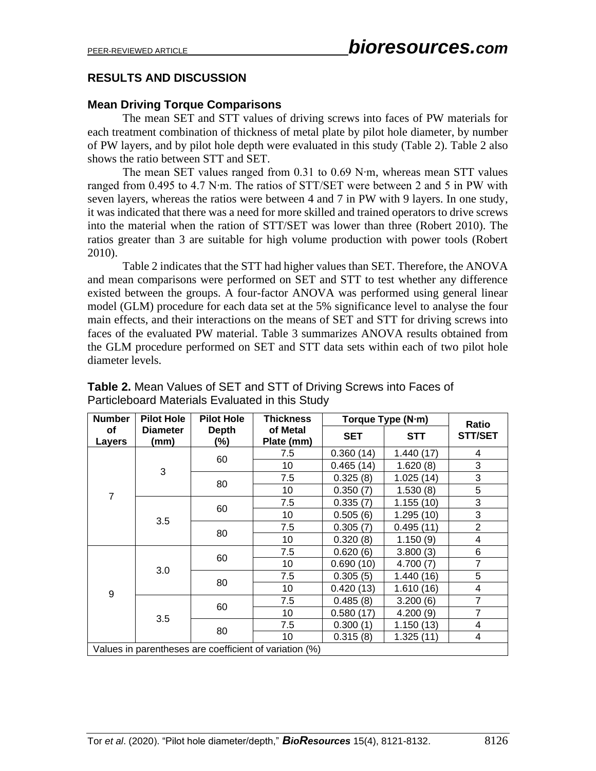## RESULTS AND DISCUSSION

### Mean Driving Torque Comparisons

The mean SET and STT values of driving screws into faces of PW materials for each treatment combination of thickness of metal plate by pilot hole diameter, by number of PW layers, and by pilot hole depth were evaluated in this study (Table 2). Table 2 also shows the ratio between STT and SET.

The mean SET values ranged from 0.31 to 0.69 N·m, whereas mean STT values ranged from 0.495 to 4.7 N·m. The ratios of STT/SET were between 2 and 5 in PW with seven layers, whereas the ratios were between 4 and 7 in PW with 9 layers. In one study, it was indicated that there was a need for more skilled and trained operators to drive screws into the material when the ration of STT/SET was lower than three (Robert 2010). The ratios greater than 3 are suitable for high volume production with power tools (Robert 2010).

Table 2 indicates that the STT had higher values than SET. Therefore, the ANOVA and mean comparisons were performed on SET and STT to test whether any difference existed between the groups. A four-factor ANOVA was performed using general linear model (GLM) procedure for each data set at the 5% significance level to analyse the four main effects, and their interactions on the means of SET and STT for driving screws into faces of the evaluated PW material. Table 3 summarizes ANOVA results obtained from the GLM procedure performed on SET and STT data sets within each of two pilot hole diameter levels.

**Table 2.** Mean Values of SET and STT of Driving Screws into Faces of Particleboard Materials Evaluated in this Study

| Number of Layers | Pilot Hole Diameter (mm) | Pilot Hole Depth (%) | Thickness of Metal Plate (mm) | Torque Type (N·m) | | Ratio STT/SET |
|---|---|---|---|---|---|---|
| | | | | SET | STT | |
| 7 | 3 | 60 | 7.5 | 0.360 (14) | 1.440 (17) | 4 |
| | | | 10 | 0.465 (14) | 1.620 (8) | 3 |
| | | 80 | 7.5 | 0.325 (8) | 1.025 (14) | 3 |
| | | | 10 | 0.350 (7) | 1.530 (8) | 5 |
| | 3.5 | 60 | 7.5 | 0.335 (7) | 1.155 (10) | 3 |
| | | | 10 | 0.505 (6) | 1.295 (10) | 3 |
| | | 80 | 7.5 | 0.305 (7) | 0.495 (11) | 2 |
| | | | 10 | 0.320 (8) | 1.150 (9) | 4 |
| 9 | 3.0 | 60 | 7.5 | 0.620 (6) | 3.800 (3) | 6 |
| | | | 10 | 0.690 (10) | 4.700 (7) | 7 |
| | | 80 | 7.5 | 0.305 (5) | 1.440 (16) | 5 |
| | | | 10 | 0.420 (13) | 1.610 (16) | 4 |
| | 3.5 | 60 | 7.5 | 0.485 (8) | 3.200 (6) | 7 |
| | | | 10 | 0.580 (17) | 4.200 (9) | 7 |
| | | 80 | 7.5 | 0.300 (1) | 1.150 (13) | 4 |
| | | | 10 | 0.315 (8) | 1.325 (11) | 4 |
| Values in parentheses are coefficient of variation (%) | | | | | | |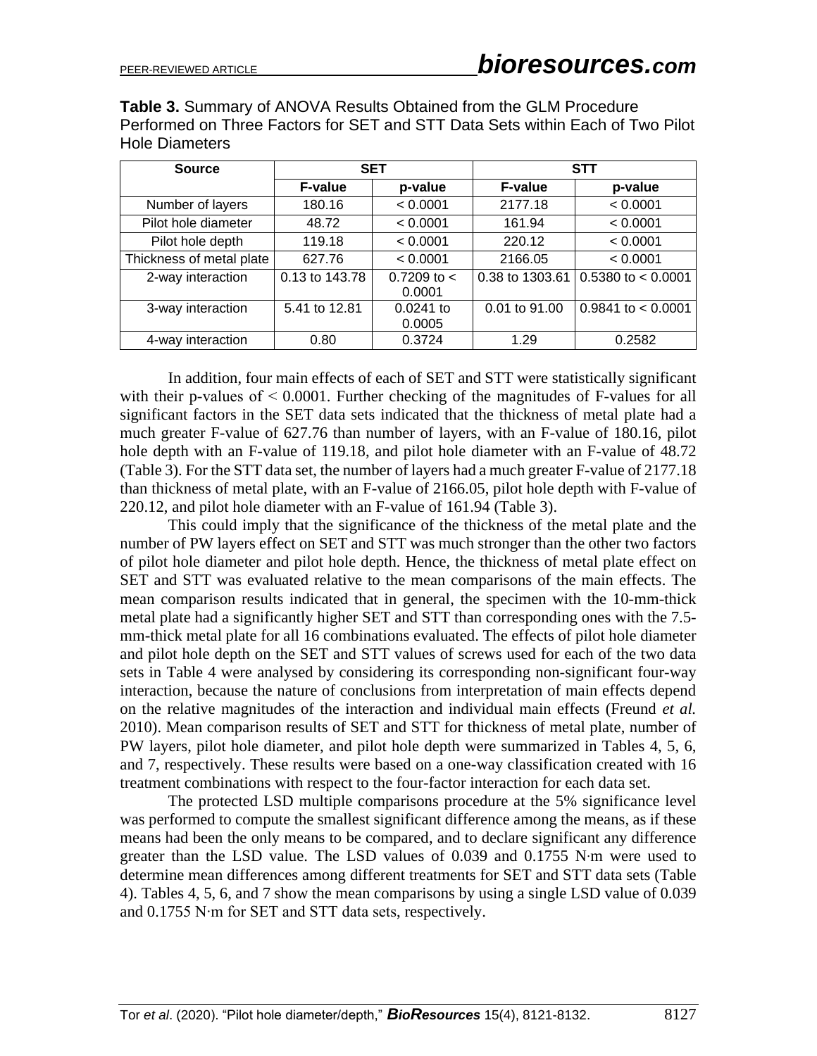**Table 3.** Summary of ANOVA Results Obtained from the GLM Procedure Performed on Three Factors for SET and STT Data Sets within Each of Two Pilot Hole Diameters

| Source | SET | | STT | |
|---|---|---|---|---|
| | F-value | p-value | F-value | p-value |
| Number of layers | 180.16 | < 0.0001 | 2177.18 | < 0.0001 |
| Pilot hole diameter | 48.72 | < 0.0001 | 161.94 | < 0.0001 |
| Pilot hole depth | 119.18 | < 0.0001 | 220.12 | < 0.0001 |
| Thickness of metal plate | 627.76 | < 0.0001 | 2166.05 | < 0.0001 |
| 2-way interaction | 0.13 to 143.78 | 0.7209 to < 0.0001 | 0.38 to 1303.61 | 0.5380 to < 0.0001 |
| 3-way interaction | 5.41 to 12.81 | 0.0241 to 0.0005 | 0.01 to 91.00 | 0.9841 to < 0.0001 |
| 4-way interaction | 0.80 | 0.3724 | 1.29 | 0.2582 |

In addition, four main effects of each of SET and STT were statistically significant with their p-values of < 0.0001. Further checking of the magnitudes of F-values for all significant factors in the SET data sets indicated that the thickness of metal plate had a much greater F-value of 627.76 than number of layers, with an F-value of 180.16, pilot hole depth with an F-value of 119.18, and pilot hole diameter with an F-value of 48.72 (Table 3). For the STT data set, the number of layers had a much greater F-value of 2177.18 than thickness of metal plate, with an F-value of 2166.05, pilot hole depth with F-value of 220.12, and pilot hole diameter with an F-value of 161.94 (Table 3).

This could imply that the significance of the thickness of the metal plate and the number of PW layers effect on SET and STT was much stronger than the other two factors of pilot hole diameter and pilot hole depth. Hence, the thickness of metal plate effect on SET and STT was evaluated relative to the mean comparisons of the main effects. The mean comparison results indicated that in general, the specimen with the 10-mm-thick metal plate had a significantly higher SET and STT than corresponding ones with the 7.5-mm-thick metal plate for all 16 combinations evaluated. The effects of pilot hole diameter and pilot hole depth on the SET and STT values of screws used for each of the two data sets in Table 4 were analysed by considering its corresponding non-significant four-way interaction, because the nature of conclusions from interpretation of main effects depend on the relative magnitudes of the interaction and individual main effects (Freund *et al.* 2010). Mean comparison results of SET and STT for thickness of metal plate, number of PW layers, pilot hole diameter, and pilot hole depth were summarized in Tables 4, 5, 6, and 7, respectively. These results were based on a one-way classification created with 16 treatment combinations with respect to the four-factor interaction for each data set.

The protected LSD multiple comparisons procedure at the 5% significance level was performed to compute the smallest significant difference among the means, as if these means had been the only means to be compared, and to declare significant any difference greater than the LSD value. The LSD values of 0.039 and 0.1755 N·m were used to determine mean differences among different treatments for SET and STT data sets (Table 4). Tables 4, 5, 6, and 7 show the mean comparisons by using a single LSD value of 0.039 and 0.1755 N·m for SET and STT data sets, respectively.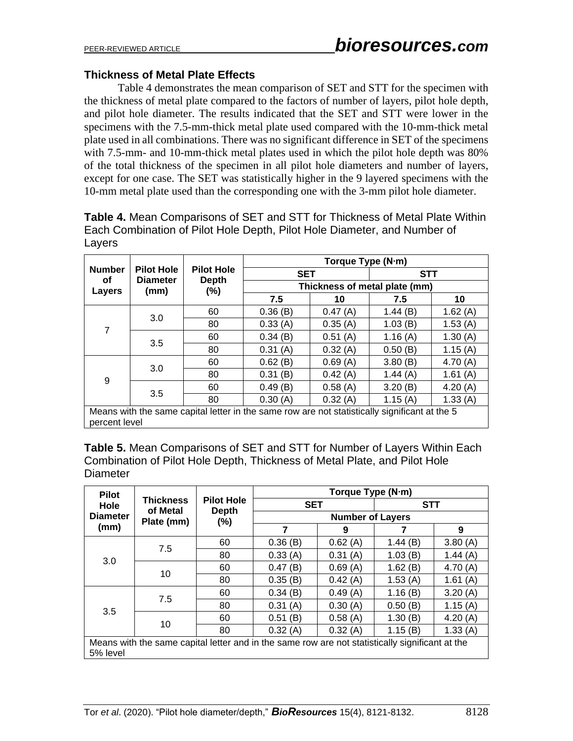### Thickness of Metal Plate Effects

Table 4 demonstrates the mean comparison of SET and STT for the specimen with the thickness of metal plate compared to the factors of number of layers, pilot hole depth, and pilot hole diameter. The results indicated that the SET and STT were lower in the specimens with the 7.5-mm-thick metal plate used compared with the 10-mm-thick metal plate used in all combinations. There was no significant difference in SET of the specimens with 7.5-mm- and 10-mm-thick metal plates used in which the pilot hole depth was 80% of the total thickness of the specimen in all pilot hole diameters and number of layers, except for one case. The SET was statistically higher in the 9 layered specimens with the 10-mm metal plate used than the corresponding one with the 3-mm pilot hole diameter.

**Table 4.** Mean Comparisons of SET and STT for Thickness of Metal Plate Within Each Combination of Pilot Hole Depth, Pilot Hole Diameter, and Number of Layers

| Number of Layers | Pilot Hole Diameter (mm) | Pilot Hole Depth (%) | Torque Type (N·m) | | | |
|---|---|---|---|---|---|---|
| | | | SET | | STT | |
| | | | Thickness of metal plate (mm) | | | |
| | | | 7.5 | 10 | 7.5 | 10 |
| 7 | 3.0 | 60 | 0.36 (B) | 0.47 (A) | 1.44 (B) | 1.62 (A) |
| | | 80 | 0.33 (A) | 0.35 (A) | 1.03 (B) | 1.53 (A) |
| | 3.5 | 60 | 0.34 (B) | 0.51 (A) | 1.16 (A) | 1.30 (A) |
| | | 80 | 0.31 (A) | 0.32 (A) | 0.50 (B) | 1.15 (A) |
| 9 | 3.0 | 60 | 0.62 (B) | 0.69 (A) | 3.80 (B) | 4.70 (A) |
| | | 80 | 0.31 (B) | 0.42 (A) | 1.44 (A) | 1.61 (A) |
| | 3.5 | 60 | 0.49 (B) | 0.58 (A) | 3.20 (B) | 4.20 (A) |
| | | 80 | 0.30 (A) | 0.32 (A) | 1.15 (A) | 1.33 (A) |

Means with the same capital letter in the same row are not statistically significant at the 5 percent level

**Table 5.** Mean Comparisons of SET and STT for Number of Layers Within Each Combination of Pilot Hole Depth, Thickness of Metal Plate, and Pilot Hole Diameter

| Pilot Hole Diameter (mm) | Thickness of Metal Plate (mm) | Pilot Hole Depth (%) | Torque Type (N·m) | | | |
|---|---|---|---|---|---|---|
| | | | SET | | STT | |
| | | | Number of Layers | | | |
| | | | 7 | 9 | 7 | 9 |
| 3.0 | 7.5 | 60 | 0.36 (B) | 0.62 (A) | 1.44 (B) | 3.80 (A) |
| | | 80 | 0.33 (A) | 0.31 (A) | 1.03 (B) | 1.44 (A) |
| | 10 | 60 | 0.47 (B) | 0.69 (A) | 1.62 (B) | 4.70 (A) |
| | | 80 | 0.35 (B) | 0.42 (A) | 1.53 (A) | 1.61 (A) |
| 3.5 | 7.5 | 60 | 0.34 (B) | 0.49 (A) | 1.16 (B) | 3.20 (A) |
| | | 80 | 0.31 (A) | 0.30 (A) | 0.50 (B) | 1.15 (A) |
| | 10 | 60 | 0.51 (B) | 0.58 (A) | 1.30 (B) | 4.20 (A) |
| | | 80 | 0.32 (A) | 0.32 (A) | 1.15 (B) | 1.33 (A) |

Means with the same capital letter and in the same row are not statistically significant at the 5% level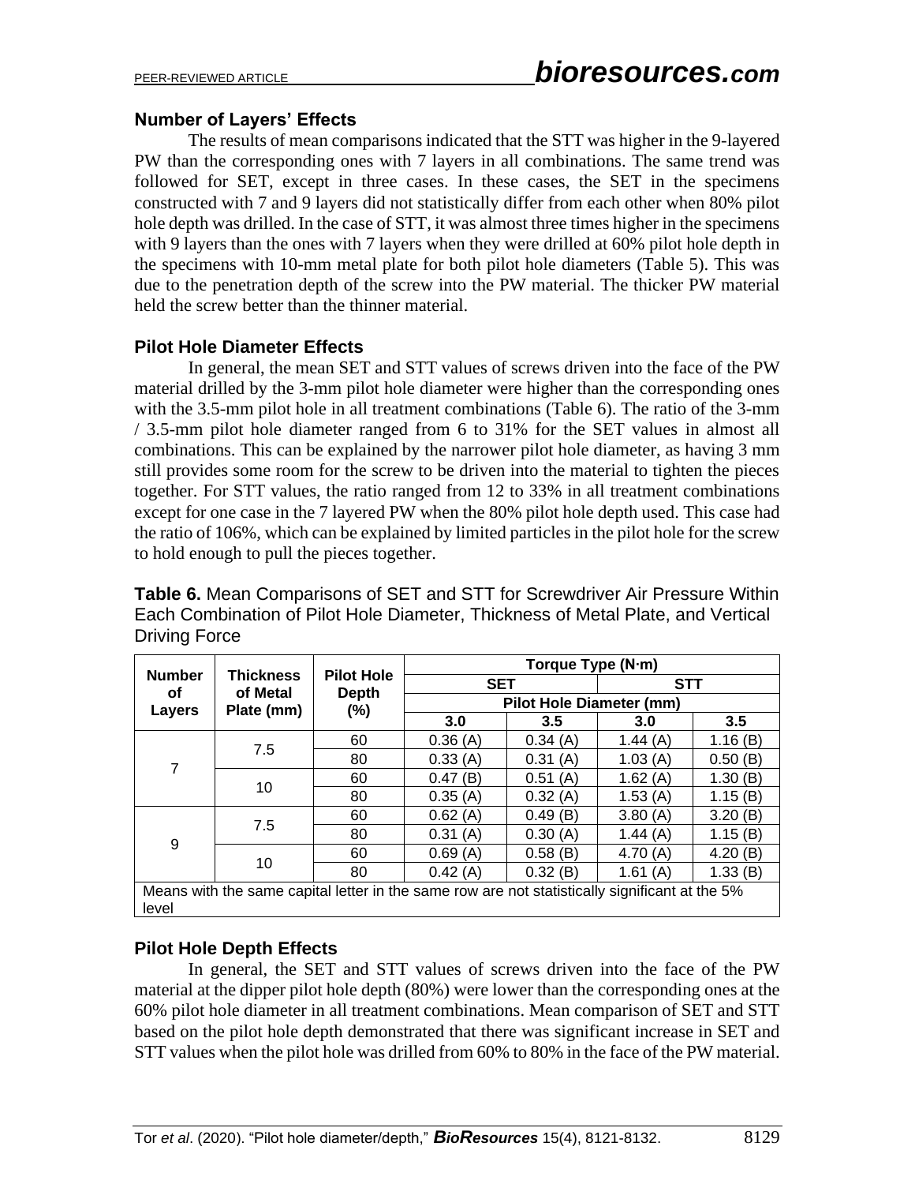### Number of Layers' Effects

The results of mean comparisons indicated that the STT was higher in the 9-layered PW than the corresponding ones with 7 layers in all combinations. The same trend was followed for SET, except in three cases. In these cases, the SET in the specimens constructed with 7 and 9 layers did not statistically differ from each other when 80% pilot hole depth was drilled. In the case of STT, it was almost three times higher in the specimens with 9 layers than the ones with 7 layers when they were drilled at 60% pilot hole depth in the specimens with 10-mm metal plate for both pilot hole diameters (Table 5). This was due to the penetration depth of the screw into the PW material. The thicker PW material held the screw better than the thinner material.

### Pilot Hole Diameter Effects

In general, the mean SET and STT values of screws driven into the face of the PW material drilled by the 3-mm pilot hole diameter were higher than the corresponding ones with the 3.5-mm pilot hole in all treatment combinations (Table 6). The ratio of the 3-mm / 3.5-mm pilot hole diameter ranged from 6 to 31% for the SET values in almost all combinations. This can be explained by the narrower pilot hole diameter, as having 3 mm still provides some room for the screw to be driven into the material to tighten the pieces together. For STT values, the ratio ranged from 12 to 33% in all treatment combinations except for one case in the 7 layered PW when the 80% pilot hole depth used. This case had the ratio of 106%, which can be explained by limited particles in the pilot hole for the screw to hold enough to pull the pieces together.

**Table 6.** Mean Comparisons of SET and STT for Screwdriver Air Pressure Within Each Combination of Pilot Hole Diameter, Thickness of Metal Plate, and Vertical Driving Force

| Number of Layers | Thickness of Metal Plate (mm) | Pilot Hole Depth (%) | Torque Type (N·m) | | | |
|---|---|---|---|---|---|---|
| | | | SET | | STT | |
| | | | Pilot Hole Diameter (mm) | | | |
| | | | 3.0 | 3.5 | 3.0 | 3.5 |
| 7 | 7.5 | 60 | 0.36 (A) | 0.34 (A) | 1.44 (A) | 1.16 (B) |
| | | 80 | 0.33 (A) | 0.31 (A) | 1.03 (A) | 0.50 (B) |
| | 10 | 60 | 0.47 (B) | 0.51 (A) | 1.62 (A) | 1.30 (B) |
| | | 80 | 0.35 (A) | 0.32 (A) | 1.53 (A) | 1.15 (B) |
| 9 | 7.5 | 60 | 0.62 (A) | 0.49 (B) | 3.80 (A) | 3.20 (B) |
| | | 80 | 0.31 (A) | 0.30 (A) | 1.44 (A) | 1.15 (B) |
| | 10 | 60 | 0.69 (A) | 0.58 (B) | 4.70 (A) | 4.20 (B) |
| | | 80 | 0.42 (A) | 0.32 (B) | 1.61 (A) | 1.33 (B) |

Means with the same capital letter in the same row are not statistically significant at the 5% level

### Pilot Hole Depth Effects

In general, the SET and STT values of screws driven into the face of the PW material at the dipper pilot hole depth (80%) were lower than the corresponding ones at the 60% pilot hole diameter in all treatment combinations. Mean comparison of SET and STT based on the pilot hole depth demonstrated that there was significant increase in SET and STT values when the pilot hole was drilled from 60% to 80% in the face of the PW material.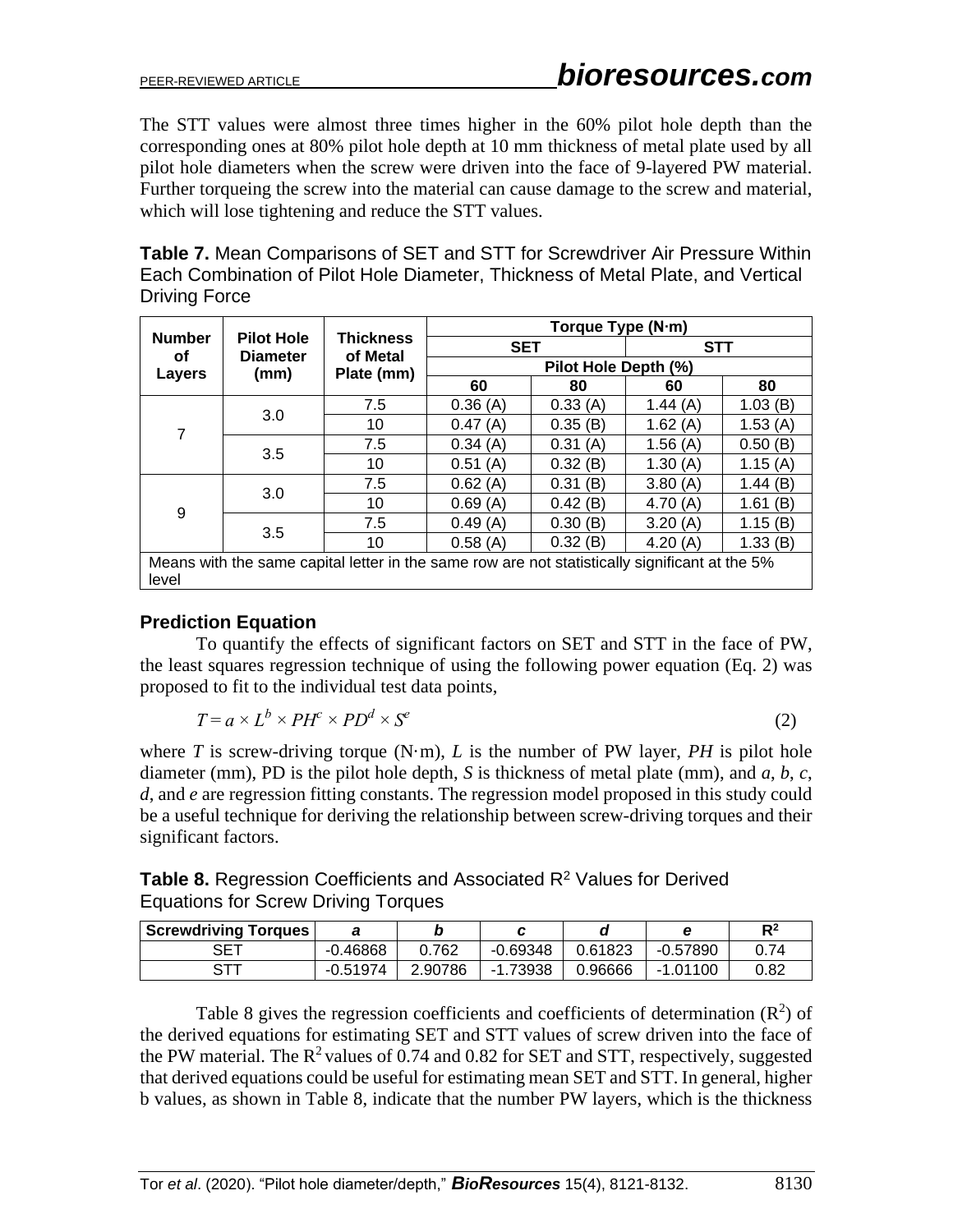The STT values were almost three times higher in the 60% pilot hole depth than the corresponding ones at 80% pilot hole depth at 10 mm thickness of metal plate used by all pilot hole diameters when the screw were driven into the face of 9-layered PW material. Further torqueing the screw into the material can cause damage to the screw and material, which will lose tightening and reduce the STT values.

**Table 7.** Mean Comparisons of SET and STT for Screwdriver Air Pressure Within Each Combination of Pilot Hole Diameter, Thickness of Metal Plate, and Vertical Driving Force

| Number of Layers | Pilot Hole Diameter (mm) | Thickness of Metal Plate (mm) | Torque Type (N·m) | | | |
|---|---|---|---|---|---|---|
| | | | SET | | STT | |
| | | | Pilot Hole Depth (%) | | | |
| | | | 60 | 80 | 60 | 80 |
| 7 | 3.0 | 7.5 | 0.36 (A) | 0.33 (A) | 1.44 (A) | 1.03 (B) |
| | | 10 | 0.47 (A) | 0.35 (B) | 1.62 (A) | 1.53 (A) |
| | 3.5 | 7.5 | 0.34 (A) | 0.31 (A) | 1.56 (A) | 0.50 (B) |
| | | 10 | 0.51 (A) | 0.32 (B) | 1.30 (A) | 1.15 (A) |
| 9 | 3.0 | 7.5 | 0.62 (A) | 0.31 (B) | 3.80 (A) | 1.44 (B) |
| | | 10 | 0.69 (A) | 0.42 (B) | 4.70 (A) | 1.61 (B) |
| | 3.5 | 7.5 | 0.49 (A) | 0.30 (B) | 3.20 (A) | 1.15 (B) |
| | | 10 | 0.58 (A) | 0.32 (B) | 4.20 (A) | 1.33 (B) |

Means with the same capital letter in the same row are not statistically significant at the 5% level

### Prediction Equation

To quantify the effects of significant factors on SET and STT in the face of PW, the least squares regression technique of using the following power equation (Eq. 2) was proposed to fit to the individual test data points,

$$T = a \times L^{b} \times PH^{c} \times PD^{d} \times S^{e} \tag{2}$$

where $T$ is screw-driving torque (N·m), $L$ is the number of PW layer, $PH$ is pilot hole diameter (mm), PD is the pilot hole depth, $S$ is thickness of metal plate (mm), and $a$, $b$, $c$, $d$, and $e$ are regression fitting constants. The regression model proposed in this study could be a useful technique for deriving the relationship between screw-driving torques and their significant factors.

**Table 8.** Regression Coefficients and Associated $R^2$ Values for Derived Equations for Screw Driving Torques

| Screwdriving Torques | *a* | *b* | *c* | *d* | *e* | $R^2$ |
|---|---|---|---|---|---|---|
| SET | -0.46868 | 0.762 | -0.69348 | 0.61823 | -0.57890 | 0.74 |
| STT | -0.51974 | 2.90786 | -1.73938 | 0.96666 | -1.01100 | 0.82 |

Table 8 gives the regression coefficients and coefficients of determination ($R^2$) of the derived equations for estimating SET and STT values of screw driven into the face of the PW material. The $R^2$ values of 0.74 and 0.82 for SET and STT, respectively, suggested that derived equations could be useful for estimating mean SET and STT. In general, higher b values, as shown in Table 8, indicate that the number PW layers, which is the thickness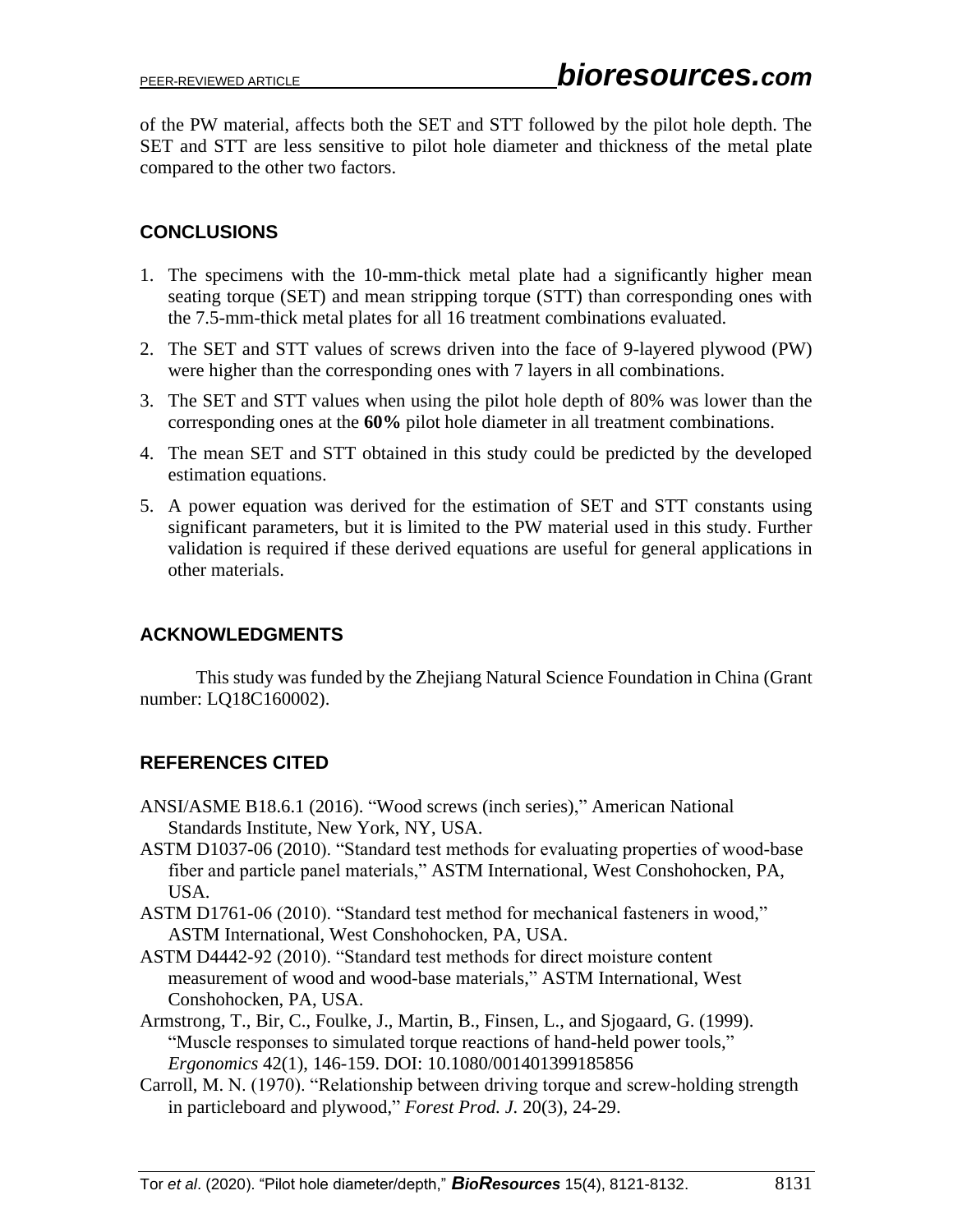of the PW material, affects both the SET and STT followed by the pilot hole depth. The SET and STT are less sensitive to pilot hole diameter and thickness of the metal plate compared to the other two factors.

## CONCLUSIONS

1. The specimens with the 10-mm-thick metal plate had a significantly higher mean seating torque (SET) and mean stripping torque (STT) than corresponding ones with the 7.5-mm-thick metal plates for all 16 treatment combinations evaluated.
2. The SET and STT values of screws driven into the face of 9-layered plywood (PW) were higher than the corresponding ones with 7 layers in all combinations.
3. The SET and STT values when using the pilot hole depth of 80% was lower than the corresponding ones at the **60%** pilot hole diameter in all treatment combinations.
4. The mean SET and STT obtained in this study could be predicted by the developed estimation equations.
5. A power equation was derived for the estimation of SET and STT constants using significant parameters, but it is limited to the PW material used in this study. Further validation is required if these derived equations are useful for general applications in other materials.

## ACKNOWLEDGMENTS

This study was funded by the Zhejiang Natural Science Foundation in China (Grant number: LQ18C160002).

## REFERENCES CITED

ANSI/ASME B18.6.1 (2016). "Wood screws (inch series)," American National Standards Institute, New York, NY, USA.

ASTM D1037-06 (2010). "Standard test methods for evaluating properties of wood-base fiber and particle panel materials," ASTM International, West Conshohocken, PA, USA.

ASTM D1761-06 (2010). "Standard test method for mechanical fasteners in wood," ASTM International, West Conshohocken, PA, USA.

ASTM D4442-92 (2010). "Standard test methods for direct moisture content measurement of wood and wood-base materials," ASTM International, West Conshohocken, PA, USA.

Armstrong, T., Bir, C., Foulke, J., Martin, B., Finsen, L., and Sjogaard, G. (1999). "Muscle responses to simulated torque reactions of hand-held power tools," *Ergonomics* 42(1), 146-159. DOI: 10.1080/001401399185856

Carroll, M. N. (1970). "Relationship between driving torque and screw-holding strength in particleboard and plywood," *Forest Prod. J.* 20(3), 24-29.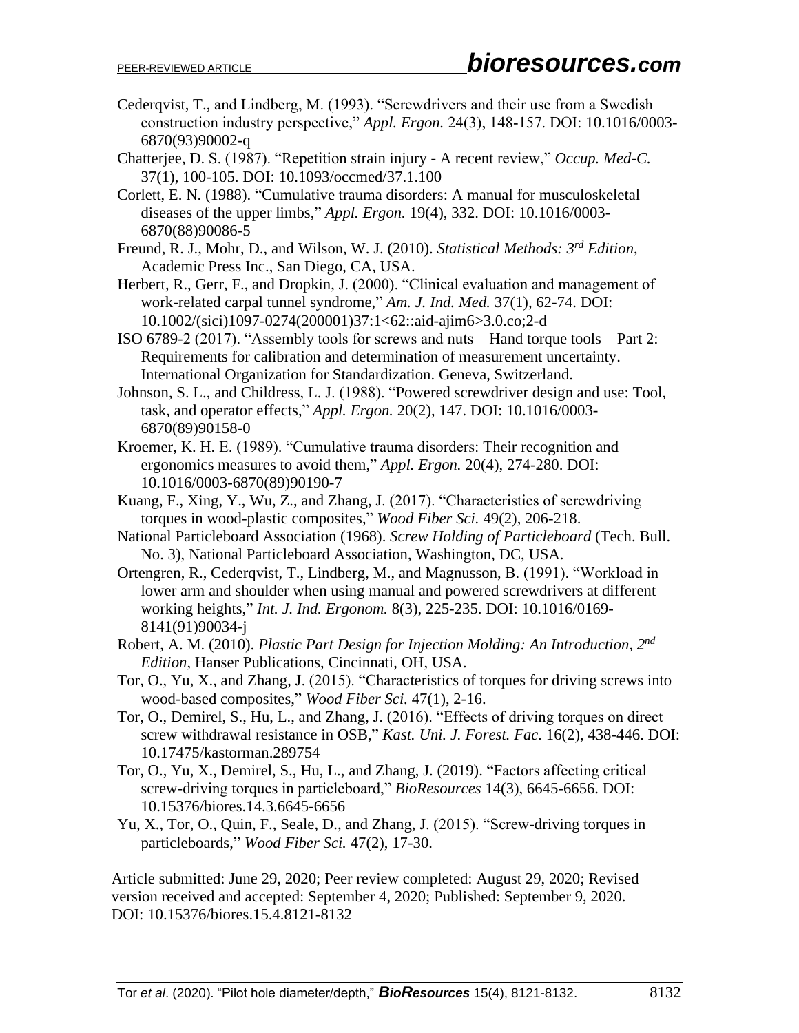Cederqvist, T., and Lindberg, M. (1993). "Screwdrivers and their use from a Swedish construction industry perspective," *Appl. Ergon.* 24(3), 148-157. DOI: 10.1016/0003-6870(93)90002-q

Chatterjee, D. S. (1987). "Repetition strain injury - A recent review," *Occup. Med-C.* 37(1), 100-105. DOI: 10.1093/occmed/37.1.100

Corlett, E. N. (1988). "Cumulative trauma disorders: A manual for musculoskeletal diseases of the upper limbs," *Appl. Ergon.* 19(4), 332. DOI: 10.1016/0003-6870(88)90086-5

Freund, R. J., Mohr, D., and Wilson, W. J. (2010). *Statistical Methods: 3rd Edition*, Academic Press Inc., San Diego, CA, USA.

Herbert, R., Gerr, F., and Dropkin, J. (2000). "Clinical evaluation and management of work-related carpal tunnel syndrome," *Am. J. Ind. Med.* 37(1), 62-74. DOI: 10.1002/(sici)1097-0274(200001)37:1<62::aid-ajim6>3.0.co;2-d

ISO 6789-2 (2017). "Assembly tools for screws and nuts – Hand torque tools – Part 2: Requirements for calibration and determination of measurement uncertainty. International Organization for Standardization. Geneva, Switzerland.

Johnson, S. L., and Childress, L. J. (1988). "Powered screwdriver design and use: Tool, task, and operator effects," *Appl. Ergon.* 20(2), 147. DOI: 10.1016/0003-6870(89)90158-0

Kroemer, K. H. E. (1989). "Cumulative trauma disorders: Their recognition and ergonomics measures to avoid them," *Appl. Ergon.* 20(4), 274-280. DOI: 10.1016/0003-6870(89)90190-7

Kuang, F., Xing, Y., Wu, Z., and Zhang, J. (2017). "Characteristics of screwdriving torques in wood-plastic composites," *Wood Fiber Sci.* 49(2), 206-218.

National Particleboard Association (1968). *Screw Holding of Particleboard* (Tech. Bull. No. 3), National Particleboard Association, Washington, DC, USA.

Ortengren, R., Cederqvist, T., Lindberg, M., and Magnusson, B. (1991). "Workload in lower arm and shoulder when using manual and powered screwdrivers at different working heights," *Int. J. Ind. Ergonom.* 8(3), 225-235. DOI: 10.1016/0169-8141(91)90034-j

Robert, A. M. (2010). *Plastic Part Design for Injection Molding: An Introduction, 2nd Edition*, Hanser Publications, Cincinnati, OH, USA.

Tor, O., Yu, X., and Zhang, J. (2015). "Characteristics of torques for driving screws into wood-based composites," *Wood Fiber Sci.* 47(1), 2-16.

Tor, O., Demirel, S., Hu, L., and Zhang, J. (2016). "Effects of driving torques on direct screw withdrawal resistance in OSB," *Kast. Uni. J. Forest. Fac.* 16(2), 438-446. DOI: 10.17475/kastorman.289754

Tor, O., Yu, X., Demirel, S., Hu, L., and Zhang, J. (2019). "Factors affecting critical screw-driving torques in particleboard," *BioResources* 14(3), 6645-6656. DOI: 10.15376/biores.14.3.6645-6656

Yu, X., Tor, O., Quin, F., Seale, D., and Zhang, J. (2015). "Screw-driving torques in particleboards," *Wood Fiber Sci.* 47(2), 17-30.

Article submitted: June 29, 2020; Peer review completed: August 29, 2020; Revised version received and accepted: September 4, 2020; Published: September 9, 2020. DOI: 10.15376/biores.15.4.8121-8132